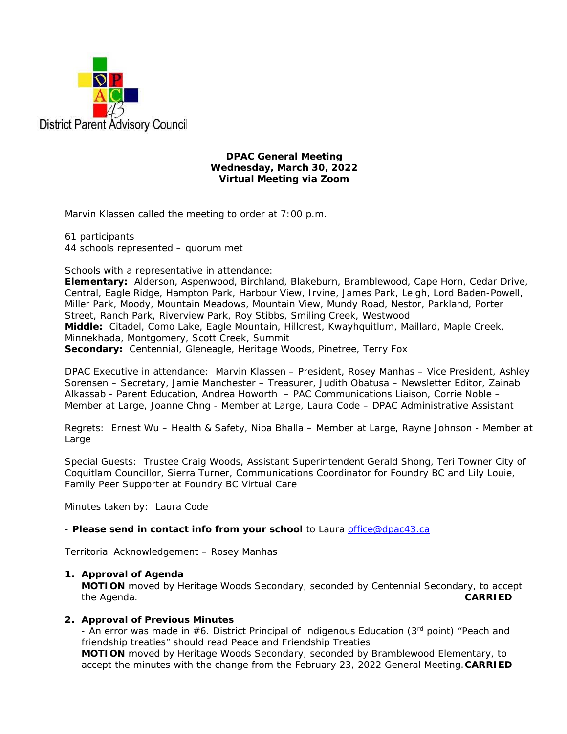District Parent Advisory Council

**DPAC General Meeting**
**Wednesday, March 30, 2022**
**Virtual Meeting via Zoom**

Marvin Klassen called the meeting to order at 7:00 p.m.

61 participants
44 schools represented – quorum met

Schools with a representative in attendance:
**Elementary:** Alderson, Aspenwood, Birchland, Blakeburn, Bramblewood, Cape Horn, Cedar Drive, Central, Eagle Ridge, Hampton Park, Harbour View, Irvine, James Park, Leigh, Lord Baden-Powell, Miller Park, Moody, Mountain Meadows, Mountain View, Mundy Road, Nestor, Parkland, Porter Street, Ranch Park, Riverview Park, Roy Stibbs, Smiling Creek, Westwood
**Middle:** Citadel, Como Lake, Eagle Mountain, Hillcrest, Kwayhquitlum, Maillard, Maple Creek, Minnekhada, Montgomery, Scott Creek, Summit
**Secondary:** Centennial, Gleneagle, Heritage Woods, Pinetree, Terry Fox

DPAC Executive in attendance: Marvin Klassen – President, Rosey Manhas – Vice President, Ashley Sorensen – Secretary, Jamie Manchester – Treasurer, Judith Obatusa – Newsletter Editor, Zainab Alkassab - Parent Education, Andrea Howorth – PAC Communications Liaison, Corrie Noble – Member at Large, Joanne Chng - Member at Large, Laura Code – DPAC Administrative Assistant

Regrets: Ernest Wu – Health & Safety, Nipa Bhalla – Member at Large, Rayne Johnson - Member at Large

Special Guests: Trustee Craig Woods, Assistant Superintendent Gerald Shong, Teri Towner City of Coquitlam Councillor, Sierra Turner, Communications Coordinator for Foundry BC and Lily Louie, Family Peer Supporter at Foundry BC Virtual Care

Minutes taken by: Laura Code

- **Please send in contact info from your school** to Laura office@dpac43.ca

Territorial Acknowledgement – Rosey Manhas

1. **Approval of Agenda**
   **MOTION** moved by Heritage Woods Secondary, seconded by Centennial Secondary, to accept the Agenda. **CARRIED**

2. **Approval of Previous Minutes**
   - An error was made in #6. District Principal of Indigenous Education (3rd point) "Peach and friendship treaties" should read Peace and Friendship Treaties
   **MOTION** moved by Heritage Woods Secondary, seconded by Bramblewood Elementary, to accept the minutes with the change from the February 23, 2022 General Meeting. **CARRIED**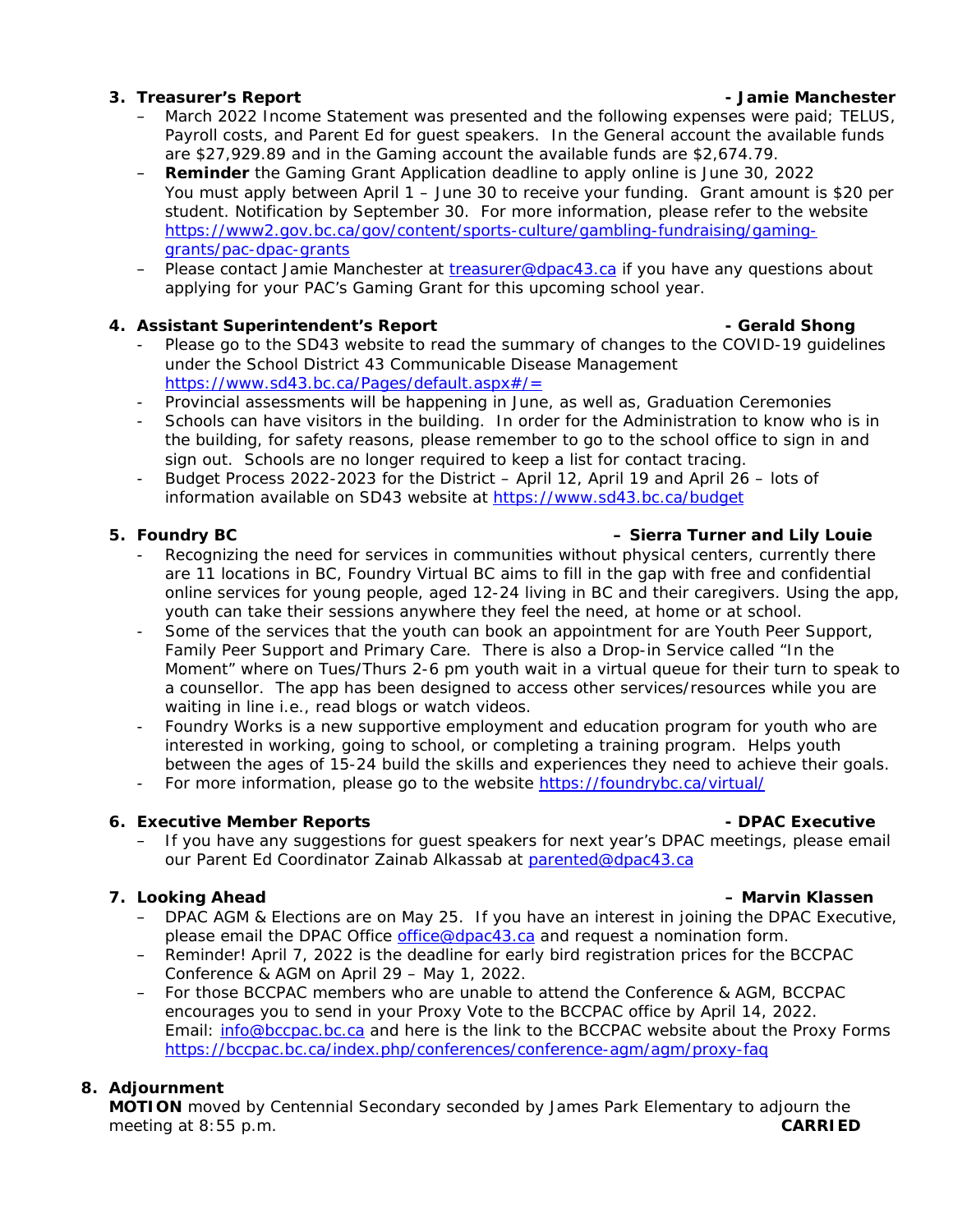3. **Treasurer's Report** **- Jamie Manchester**
   - March 2022 Income Statement was presented and the following expenses were paid; TELUS, Payroll costs, and Parent Ed for guest speakers. In the General account the available funds are $27,929.89 and in the Gaming account the available funds are $2,674.79.
   - **Reminder** the Gaming Grant Application deadline to apply online is June 30, 2022
     You must apply between April 1 – June 30 to receive your funding. Grant amount is $20 per student. Notification by September 30. For more information, please refer to the website https://www2.gov.bc.ca/gov/content/sports-culture/gambling-fundraising/gaming-grants/pac-dpac-grants
   - Please contact Jamie Manchester at treasurer@dpac43.ca if you have any questions about applying for your PAC's Gaming Grant for this upcoming school year.

4. **Assistant Superintendent's Report** **- Gerald Shong**
   - Please go to the SD43 website to read the summary of changes to the COVID-19 guidelines under the School District 43 Communicable Disease Management https://www.sd43.bc.ca/Pages/default.aspx#/=
   - Provincial assessments will be happening in June, as well as, Graduation Ceremonies
   - Schools can have visitors in the building. In order for the Administration to know who is in the building, for safety reasons, please remember to go to the school office to sign in and sign out. Schools are no longer required to keep a list for contact tracing.
   - Budget Process 2022-2023 for the District – April 12, April 19 and April 26 – lots of information available on SD43 website at https://www.sd43.bc.ca/budget

5. **Foundry BC** **– Sierra Turner and Lily Louie**
   - Recognizing the need for services in communities without physical centers, currently there are 11 locations in BC, Foundry Virtual BC aims to fill in the gap with free and confidential online services for young people, aged 12-24 living in BC and their caregivers. Using the app, youth can take their sessions anywhere they feel the need, at home or at school.
   - Some of the services that the youth can book an appointment for are Youth Peer Support, Family Peer Support and Primary Care. There is also a Drop-in Service called "In the Moment" where on Tues/Thurs 2-6 pm youth wait in a virtual queue for their turn to speak to a counsellor. The app has been designed to access other services/resources while you are waiting in line i.e., read blogs or watch videos.
   - Foundry Works is a new supportive employment and education program for youth who are interested in working, going to school, or completing a training program. Helps youth between the ages of 15-24 build the skills and experiences they need to achieve their goals.
   - For more information, please go to the website https://foundrybc.ca/virtual/

6. **Executive Member Reports** **- DPAC Executive**
   - If you have any suggestions for guest speakers for next year's DPAC meetings, please email our Parent Ed Coordinator Zainab Alkassab at parented@dpac43.ca

7. **Looking Ahead** **– Marvin Klassen**
   - DPAC AGM & Elections are on May 25. If you have an interest in joining the DPAC Executive, please email the DPAC Office office@dpac43.ca and request a nomination form.
   - Reminder! April 7, 2022 is the deadline for early bird registration prices for the BCCPAC Conference & AGM on April 29 – May 1, 2022.
   - For those BCCPAC members who are unable to attend the Conference & AGM, BCCPAC encourages you to send in your Proxy Vote to the BCCPAC office by April 14, 2022. Email: info@bccpac.bc.ca and here is the link to the BCCPAC website about the Proxy Forms https://bccpac.bc.ca/index.php/conferences/conference-agm/agm/proxy-faq

8. **Adjournment**
   **MOTION** moved by Centennial Secondary seconded by James Park Elementary to adjourn the meeting at 8:55 p.m. **CARRIED**